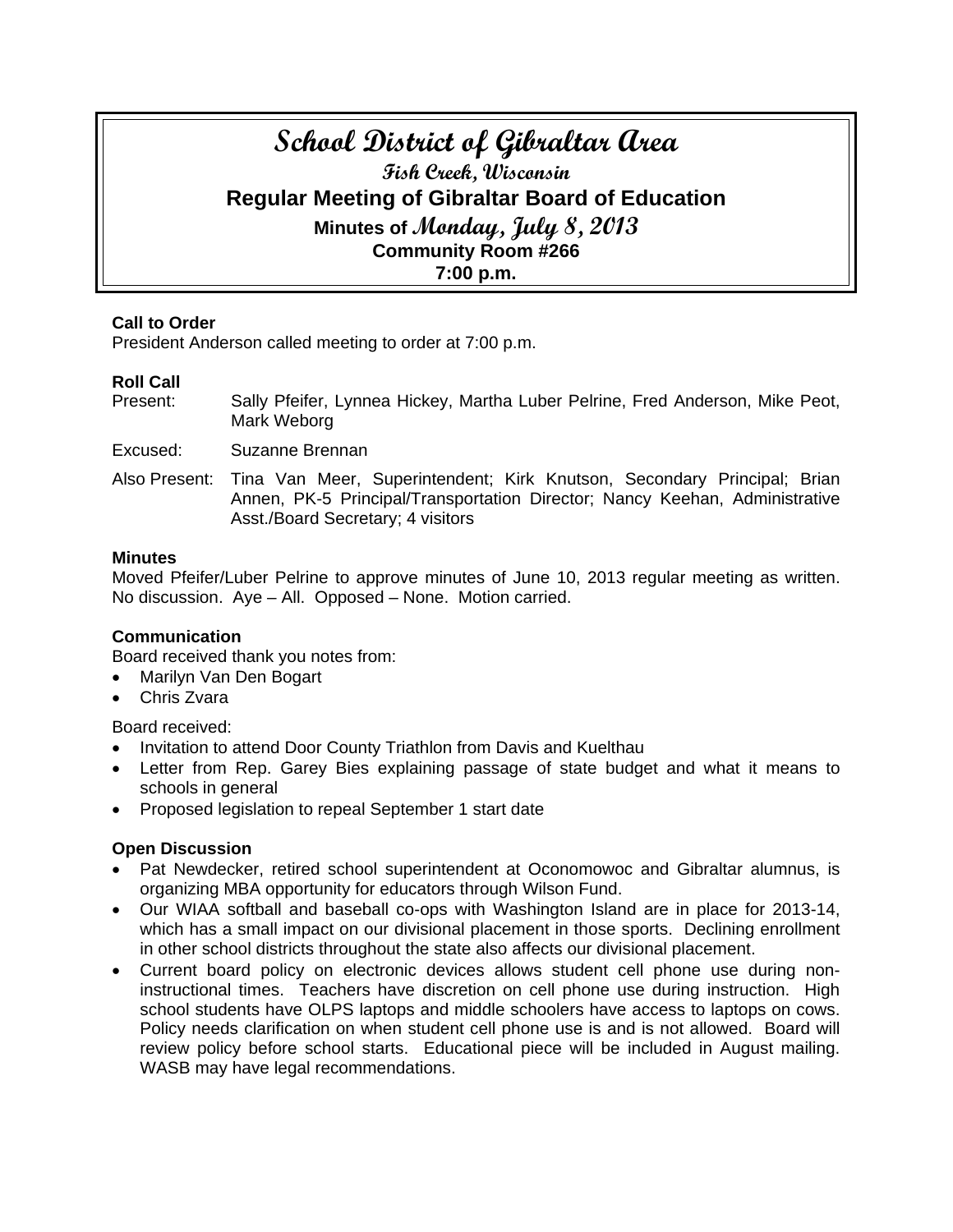# School District of Gibraltar Area

## Fish Creek, Wisconsin

## Regular Meeting of Gibraltar Board of Education

### Minutes of Monday, July 8, 2013

### Community Room #266

### 7:00 p.m.

**Call to Order**

President Anderson called meeting to order at 7:00 p.m.

**Roll Call**

Present: Sally Pfeifer, Lynnea Hickey, Martha Luber Pelrine, Fred Anderson, Mike Peot, Mark Weborg

Excused: Suzanne Brennan

Also Present: Tina Van Meer, Superintendent; Kirk Knutson, Secondary Principal; Brian Annen, PK-5 Principal/Transportation Director; Nancy Keehan, Administrative Asst./Board Secretary; 4 visitors

**Minutes**

Moved Pfeifer/Luber Pelrine to approve minutes of June 10, 2013 regular meeting as written. No discussion. Aye – All. Opposed – None. Motion carried.

**Communication**

Board received thank you notes from:

- Marilyn Van Den Bogart
- Chris Zvara

Board received:

- Invitation to attend Door County Triathlon from Davis and Kuelthau
- Letter from Rep. Garey Bies explaining passage of state budget and what it means to schools in general
- Proposed legislation to repeal September 1 start date

**Open Discussion**

- Pat Newdecker, retired school superintendent at Oconomowoc and Gibraltar alumnus, is organizing MBA opportunity for educators through Wilson Fund.
- Our WIAA softball and baseball co-ops with Washington Island are in place for 2013-14, which has a small impact on our divisional placement in those sports. Declining enrollment in other school districts throughout the state also affects our divisional placement.
- Current board policy on electronic devices allows student cell phone use during non-instructional times. Teachers have discretion on cell phone use during instruction. High school students have OLPS laptops and middle schoolers have access to laptops on cows. Policy needs clarification on when student cell phone use is and is not allowed. Board will review policy before school starts. Educational piece will be included in August mailing. WASB may have legal recommendations.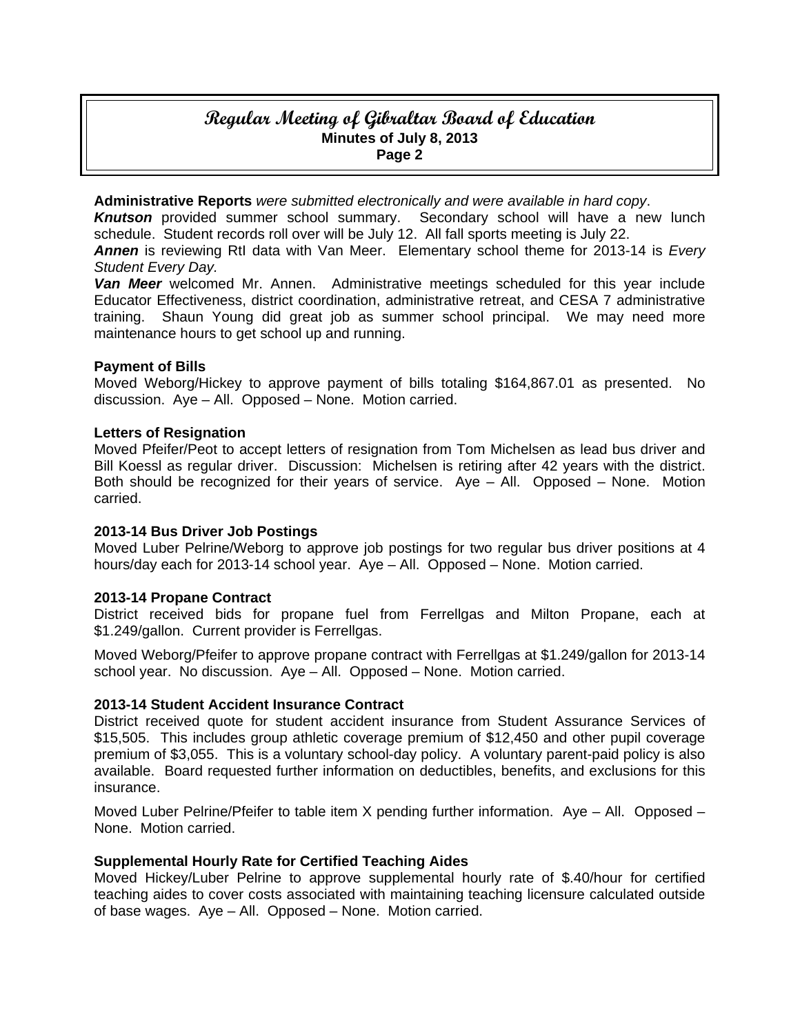**Administrative Reports** *were submitted electronically and were available in hard copy*.

***Knutson*** provided summer school summary. Secondary school will have a new lunch schedule. Student records roll over will be July 12. All fall sports meeting is July 22.

***Annen*** is reviewing RtI data with Van Meer. Elementary school theme for 2013-14 is *Every Student Every Day.*

***Van Meer*** welcomed Mr. Annen. Administrative meetings scheduled for this year include Educator Effectiveness, district coordination, administrative retreat, and CESA 7 administrative training. Shaun Young did great job as summer school principal. We may need more maintenance hours to get school up and running.

**Payment of Bills**

Moved Weborg/Hickey to approve payment of bills totaling $164,867.01 as presented. No discussion. Aye – All. Opposed – None. Motion carried.

**Letters of Resignation**

Moved Pfeifer/Peot to accept letters of resignation from Tom Michelsen as lead bus driver and Bill Koessl as regular driver. Discussion: Michelsen is retiring after 42 years with the district. Both should be recognized for their years of service. Aye – All. Opposed – None. Motion carried.

**2013-14 Bus Driver Job Postings**

Moved Luber Pelrine/Weborg to approve job postings for two regular bus driver positions at 4 hours/day each for 2013-14 school year. Aye – All. Opposed – None. Motion carried.

**2013-14 Propane Contract**

District received bids for propane fuel from Ferrellgas and Milton Propane, each at $1.249/gallon. Current provider is Ferrellgas.

Moved Weborg/Pfeifer to approve propane contract with Ferrellgas at $1.249/gallon for 2013-14 school year. No discussion. Aye – All. Opposed – None. Motion carried.

**2013-14 Student Accident Insurance Contract**

District received quote for student accident insurance from Student Assurance Services of $15,505. This includes group athletic coverage premium of $12,450 and other pupil coverage premium of $3,055. This is a voluntary school-day policy. A voluntary parent-paid policy is also available. Board requested further information on deductibles, benefits, and exclusions for this insurance.

Moved Luber Pelrine/Pfeifer to table item X pending further information. Aye – All. Opposed – None. Motion carried.

**Supplemental Hourly Rate for Certified Teaching Aides**

Moved Hickey/Luber Pelrine to approve supplemental hourly rate of $.40/hour for certified teaching aides to cover costs associated with maintaining teaching licensure calculated outside of base wages. Aye – All. Opposed – None. Motion carried.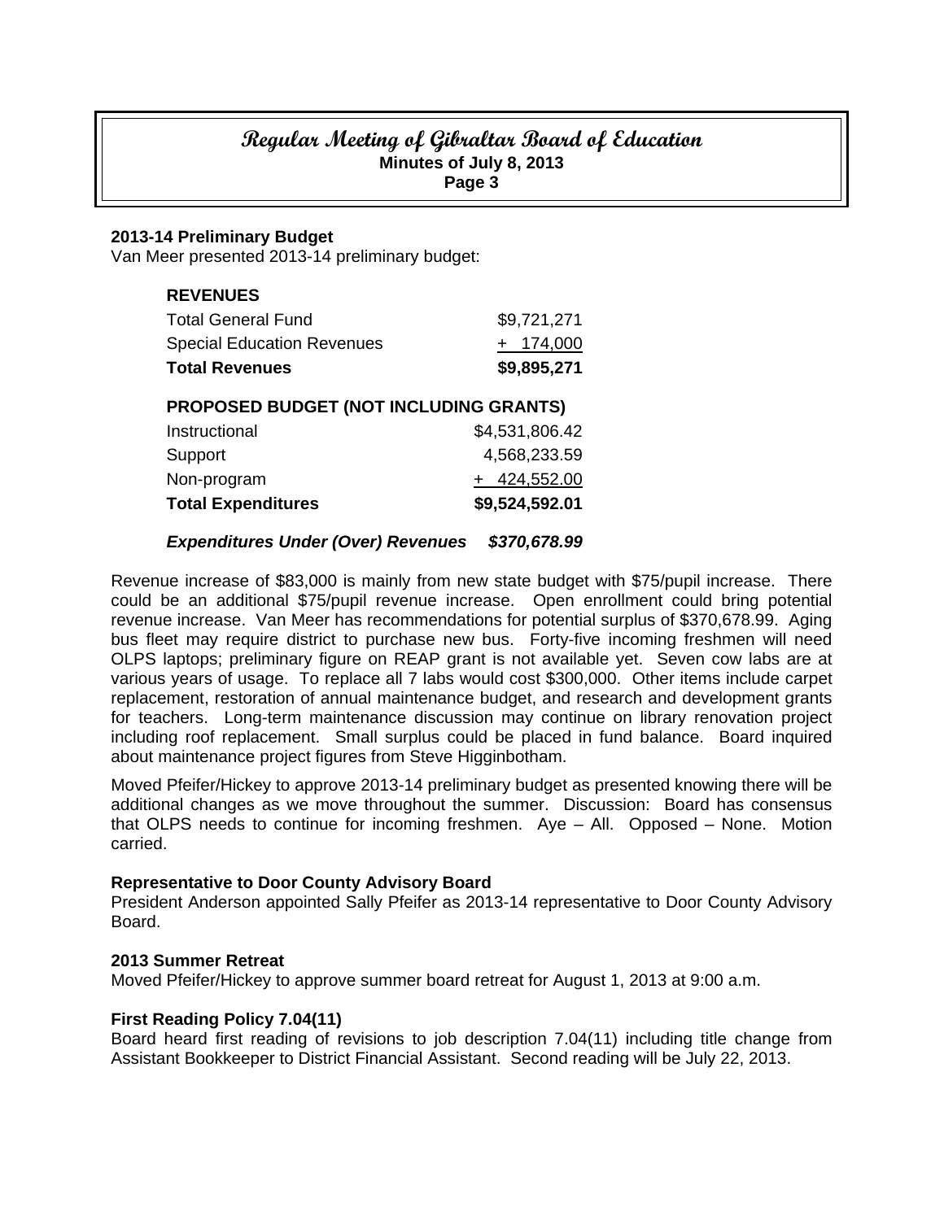**2013-14 Preliminary Budget**
Van Meer presented 2013-14 preliminary budget:

| **REVENUES** | |
|---|---|
| Total General Fund | $9,721,271 |
| Special Education Revenues | + 174,000 |
| **Total Revenues** | **$9,895,271** |

| **PROPOSED BUDGET (NOT INCLUDING GRANTS)** | |
|---|---|
| Instructional | $4,531,806.42 |
| Support | 4,568,233.59 |
| Non-program | + 424,552.00 |
| **Total Expenditures** | **$9,524,592.01** |
| ***Expenditures Under (Over) Revenues*** | ***$370,678.99*** |

Revenue increase of $83,000 is mainly from new state budget with $75/pupil increase. There could be an additional $75/pupil revenue increase. Open enrollment could bring potential revenue increase. Van Meer has recommendations for potential surplus of $370,678.99. Aging bus fleet may require district to purchase new bus. Forty-five incoming freshmen will need OLPS laptops; preliminary figure on REAP grant is not available yet. Seven cow labs are at various years of usage. To replace all 7 labs would cost $300,000. Other items include carpet replacement, restoration of annual maintenance budget, and research and development grants for teachers. Long-term maintenance discussion may continue on library renovation project including roof replacement. Small surplus could be placed in fund balance. Board inquired about maintenance project figures from Steve Higginbotham.

Moved Pfeifer/Hickey to approve 2013-14 preliminary budget as presented knowing there will be additional changes as we move throughout the summer. Discussion: Board has consensus that OLPS needs to continue for incoming freshmen. Aye – All. Opposed – None. Motion carried.

**Representative to Door County Advisory Board**
President Anderson appointed Sally Pfeifer as 2013-14 representative to Door County Advisory Board.

**2013 Summer Retreat**
Moved Pfeifer/Hickey to approve summer board retreat for August 1, 2013 at 9:00 a.m.

**First Reading Policy 7.04(11)**
Board heard first reading of revisions to job description 7.04(11) including title change from Assistant Bookkeeper to District Financial Assistant. Second reading will be July 22, 2013.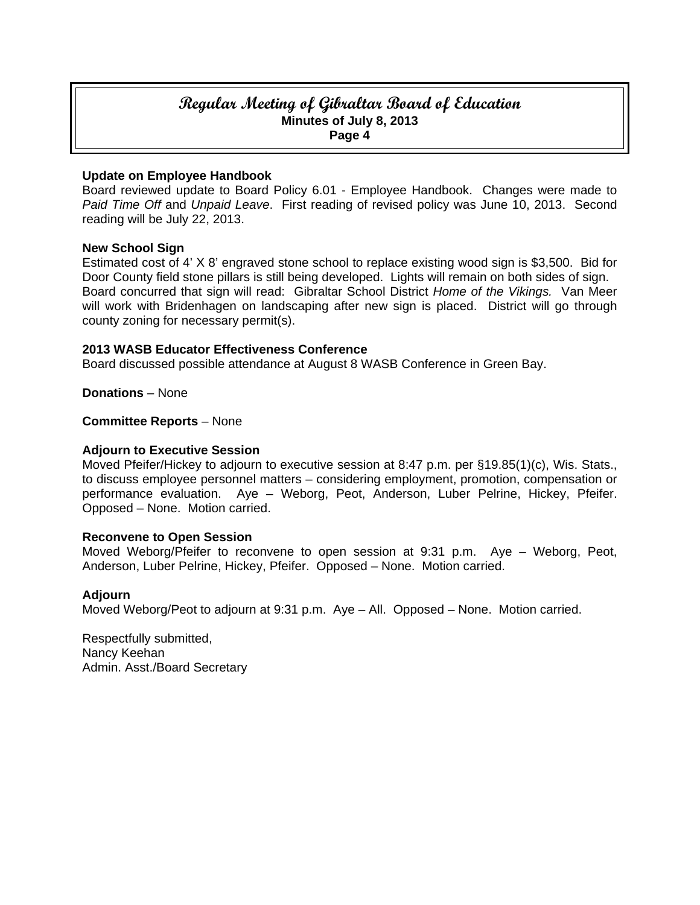**Update on Employee Handbook**
Board reviewed update to Board Policy 6.01 - Employee Handbook. Changes were made to *Paid Time Off* and *Unpaid Leave*. First reading of revised policy was June 10, 2013. Second reading will be July 22, 2013.

**New School Sign**
Estimated cost of 4' X 8' engraved stone school to replace existing wood sign is $3,500. Bid for Door County field stone pillars is still being developed. Lights will remain on both sides of sign. Board concurred that sign will read: Gibraltar School District *Home of the Vikings.* Van Meer will work with Bridenhagen on landscaping after new sign is placed. District will go through county zoning for necessary permit(s).

**2013 WASB Educator Effectiveness Conference**
Board discussed possible attendance at August 8 WASB Conference in Green Bay.

**Donations** – None

**Committee Reports** – None

**Adjourn to Executive Session**
Moved Pfeifer/Hickey to adjourn to executive session at 8:47 p.m. per §19.85(1)(c), Wis. Stats., to discuss employee personnel matters – considering employment, promotion, compensation or performance evaluation. Aye – Weborg, Peot, Anderson, Luber Pelrine, Hickey, Pfeifer. Opposed – None. Motion carried.

**Reconvene to Open Session**
Moved Weborg/Pfeifer to reconvene to open session at 9:31 p.m. Aye – Weborg, Peot, Anderson, Luber Pelrine, Hickey, Pfeifer. Opposed – None. Motion carried.

**Adjourn**
Moved Weborg/Peot to adjourn at 9:31 p.m. Aye – All. Opposed – None. Motion carried.

Respectfully submitted,
Nancy Keehan
Admin. Asst./Board Secretary